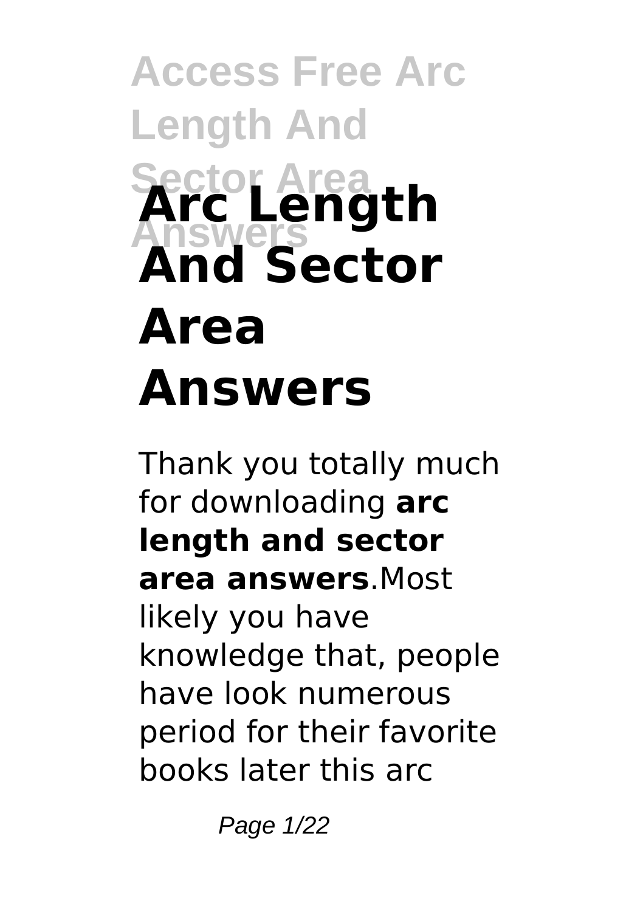# Arc Length And Sector Area Answers

Thank you totally much for downloading **arc length and sector area answers**.Most likely you have knowledge that, people have look numerous period for their favorite books later this arc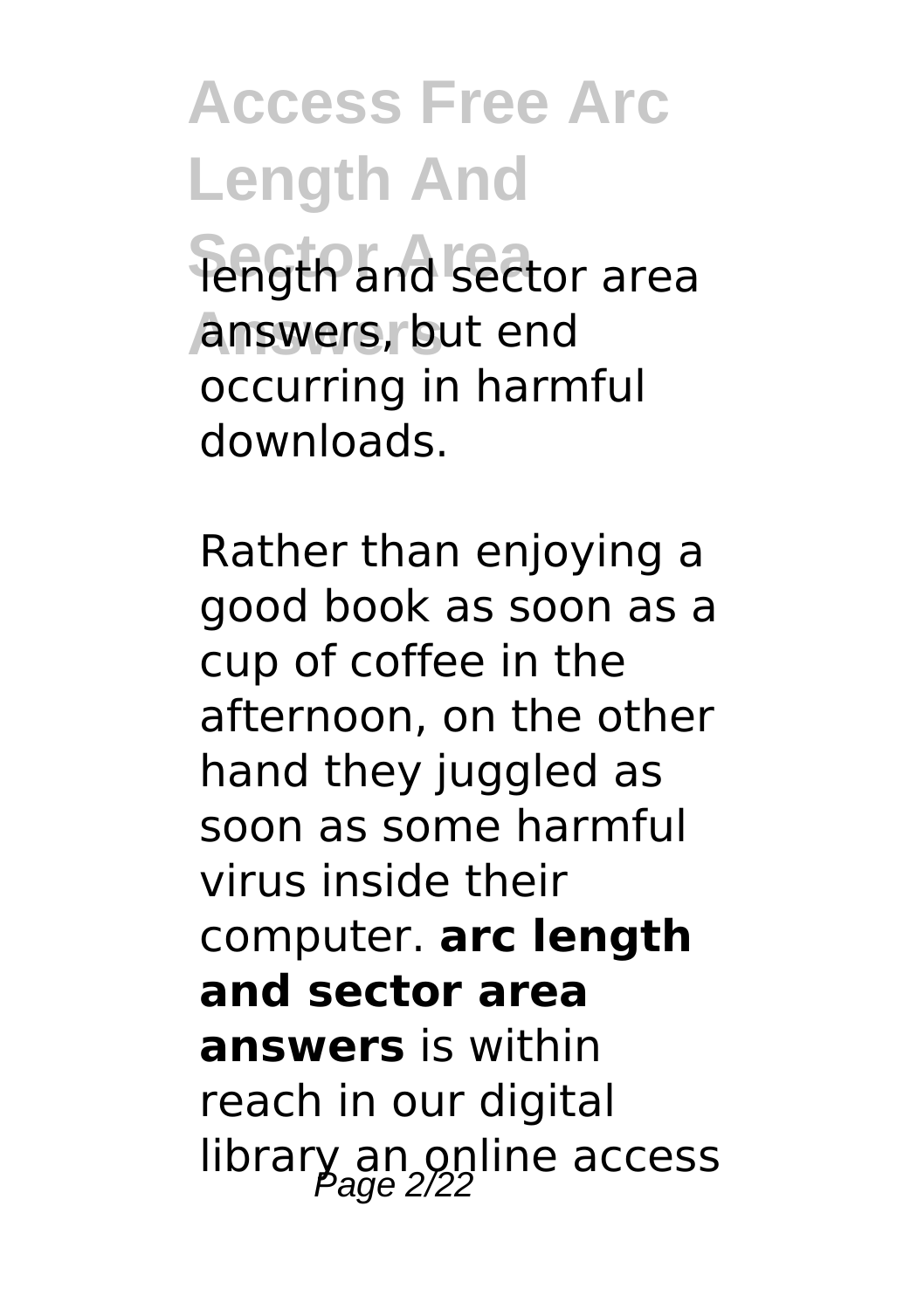length and sector area answers, but end occurring in harmful downloads.

Rather than enjoying a good book as soon as a cup of coffee in the afternoon, on the other hand they juggled as soon as some harmful virus inside their computer. **arc length and sector area answers** is within reach in our digital library an online access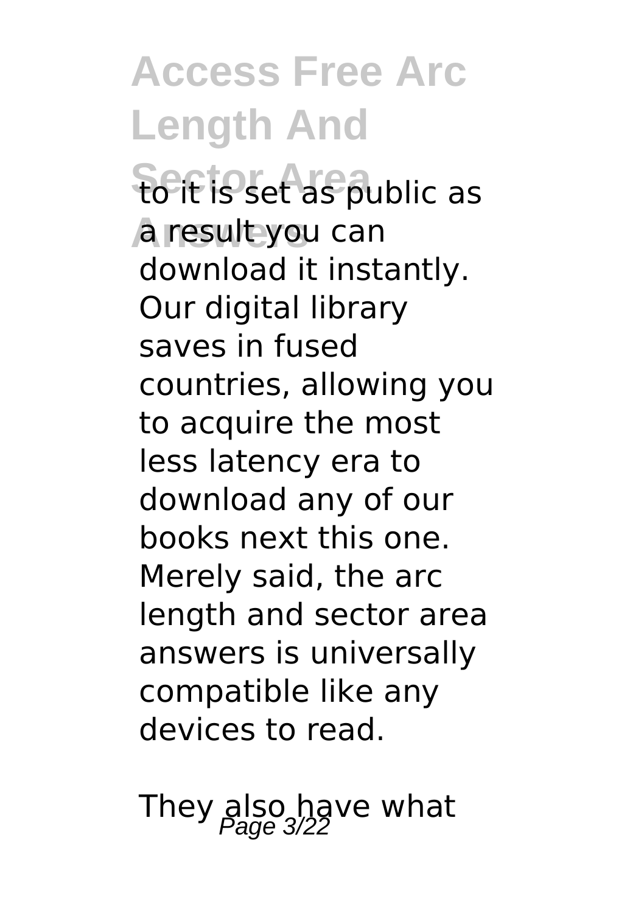to it is set as public as a result you can download it instantly. Our digital library saves in fused countries, allowing you to acquire the most less latency era to download any of our books next this one. Merely said, the arc length and sector area answers is universally compatible like any devices to read.

They also have what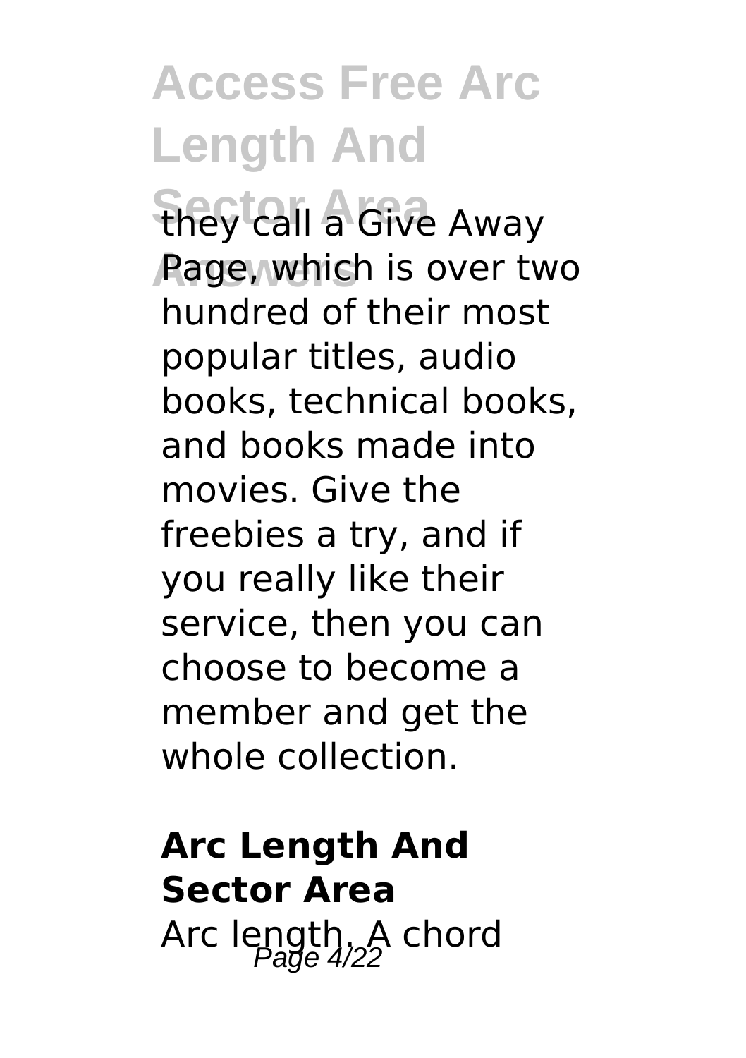they call a Give Away Page, which is over two hundred of their most popular titles, audio books, technical books, and books made into movies. Give the freebies a try, and if you really like their service, then you can choose to become a member and get the whole collection.

## Arc Length And Sector Area

Arc length. A chord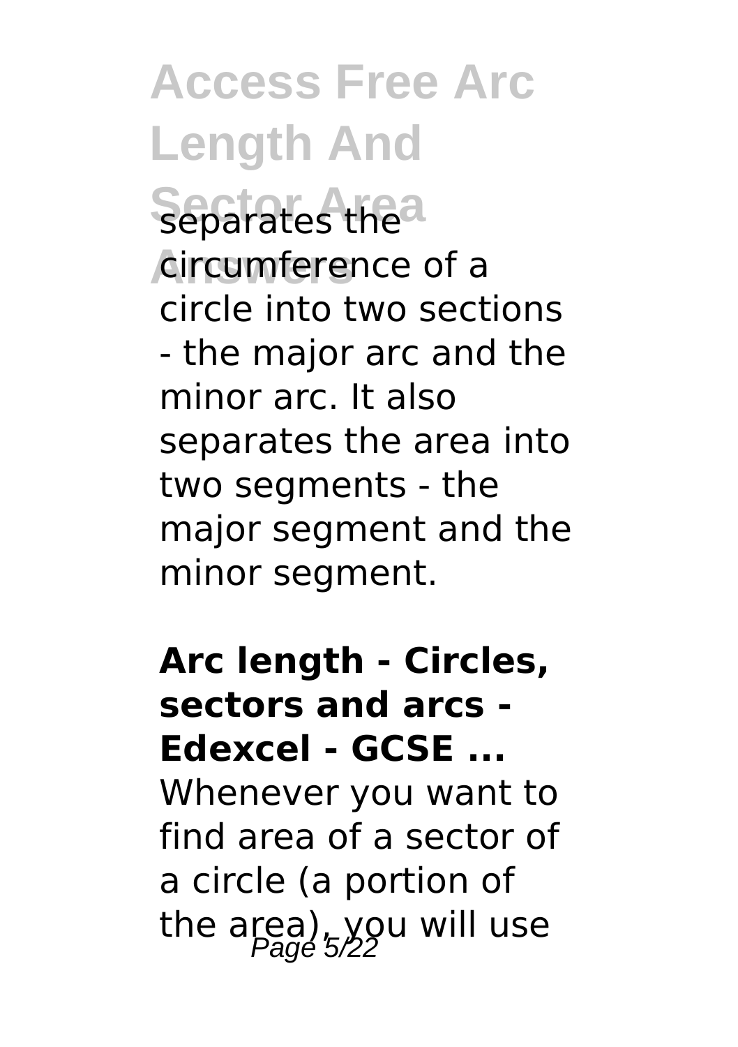separates the circumference of a circle into two sections - the major arc and the minor arc. It also separates the area into two segments - the major segment and the minor segment.

**Arc length - Circles, sectors and arcs - Edexcel - GCSE ...**

Whenever you want to find area of a sector of a circle (a portion of the area), you will use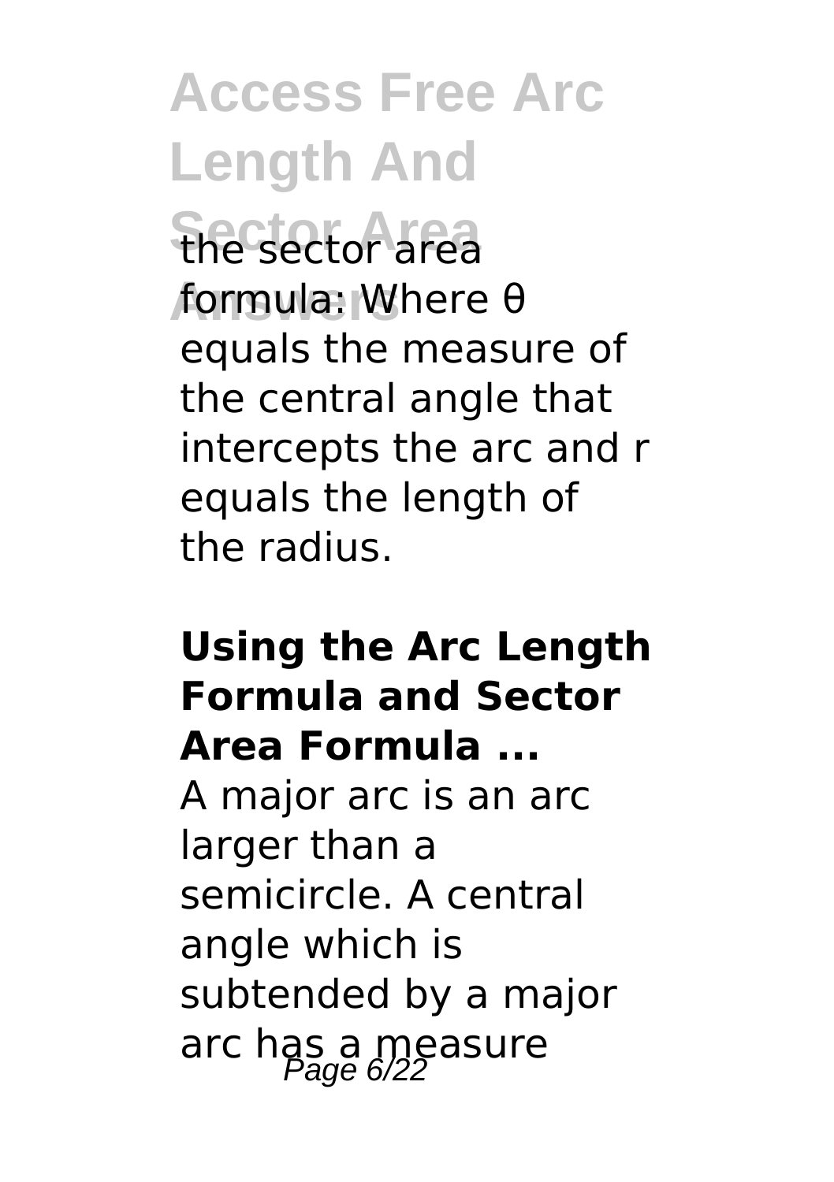the sector area formula: Where θ equals the measure of the central angle that intercepts the arc and r equals the length of the radius.

**Using the Arc Length Formula and Sector Area Formula ...**

A major arc is an arc larger than a semicircle. A central angle which is subtended by a major arc has a measure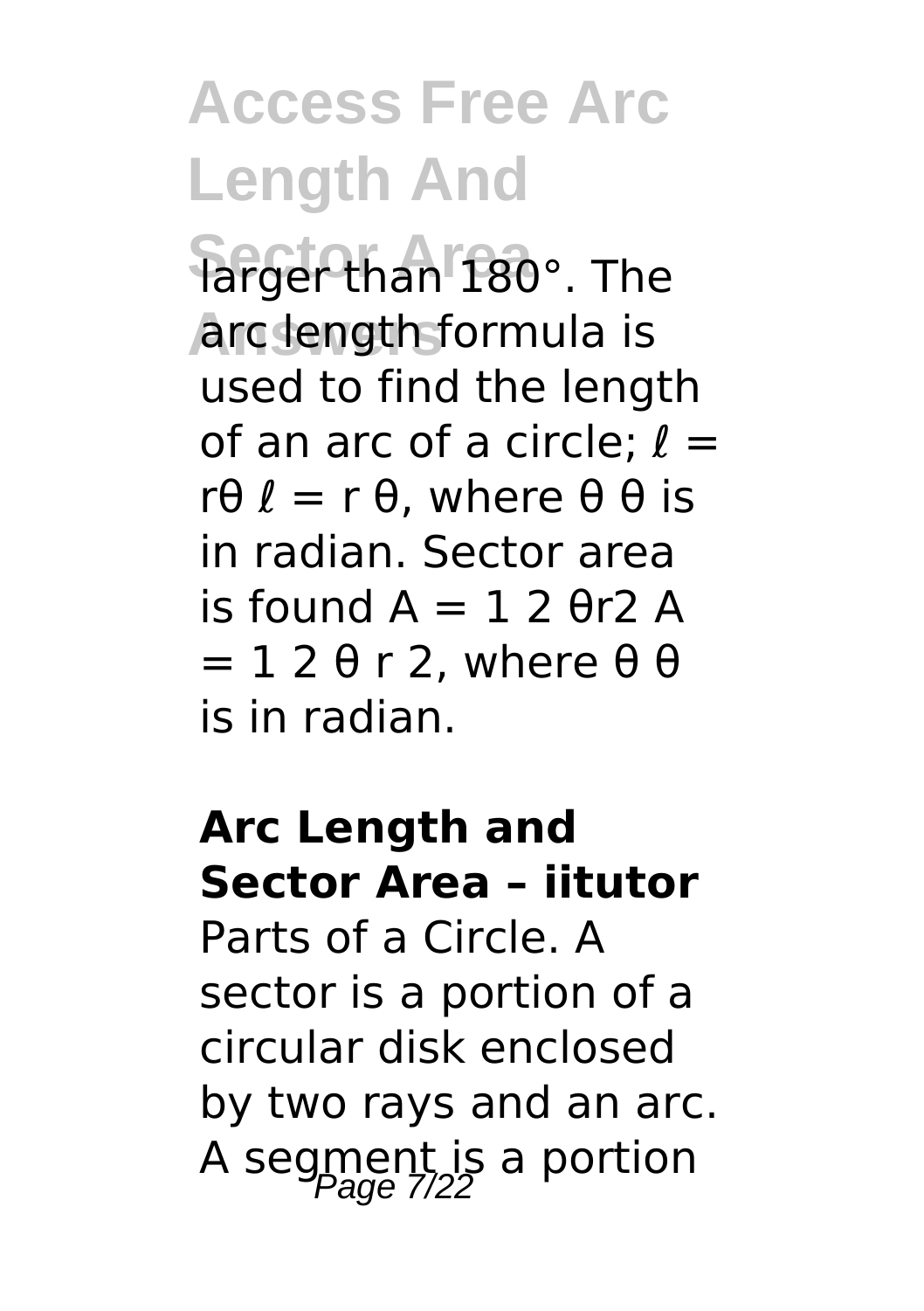larger than 180°. The arc length formula is used to find the length of an arc of a circle; $\ell = r\theta$ $\ell = r\,\theta$, where $\theta$ $\theta$ is in radian. Sector area is found $A = \frac{1}{2}\theta r^2$ $A = \frac{1}{2}\theta r^2$, where $\theta$ $\theta$ is in radian.

**Arc Length and Sector Area – iitutor**

Parts of a Circle. A sector is a portion of a circular disk enclosed by two rays and an arc. A segment is a portion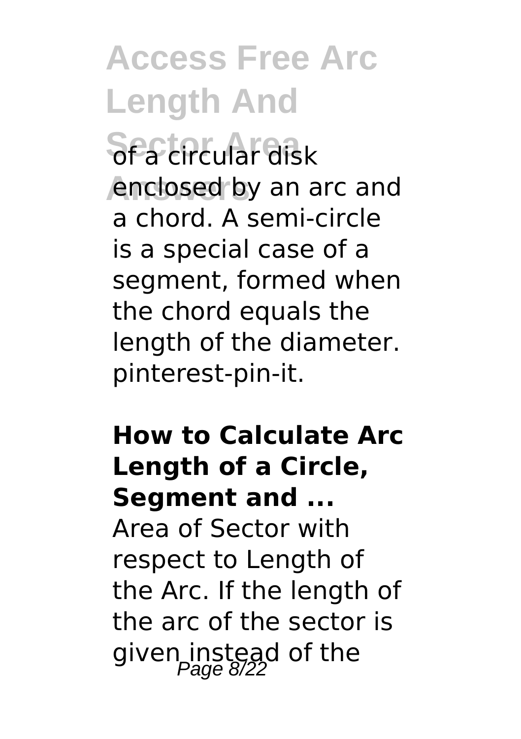of a circular disk enclosed by an arc and a chord. A semi-circle is a special case of a segment, formed when the chord equals the length of the diameter. pinterest-pin-it.

**How to Calculate Arc Length of a Circle, Segment and ...**

Area of Sector with respect to Length of the Arc. If the length of the arc of the sector is given instead of the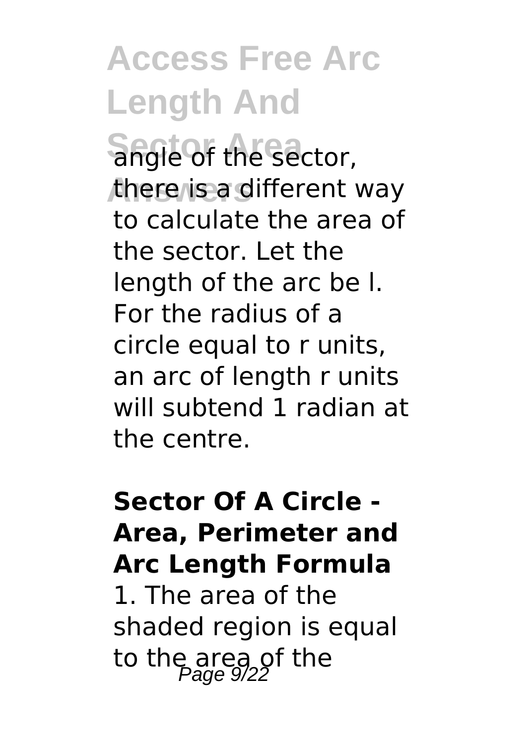angle of the sector, there is a different way to calculate the area of the sector. Let the length of the arc be l. For the radius of a circle equal to r units, an arc of length r units will subtend 1 radian at the centre.

**Sector Of A Circle - Area, Perimeter and Arc Length Formula**

1. The area of the shaded region is equal to the area of the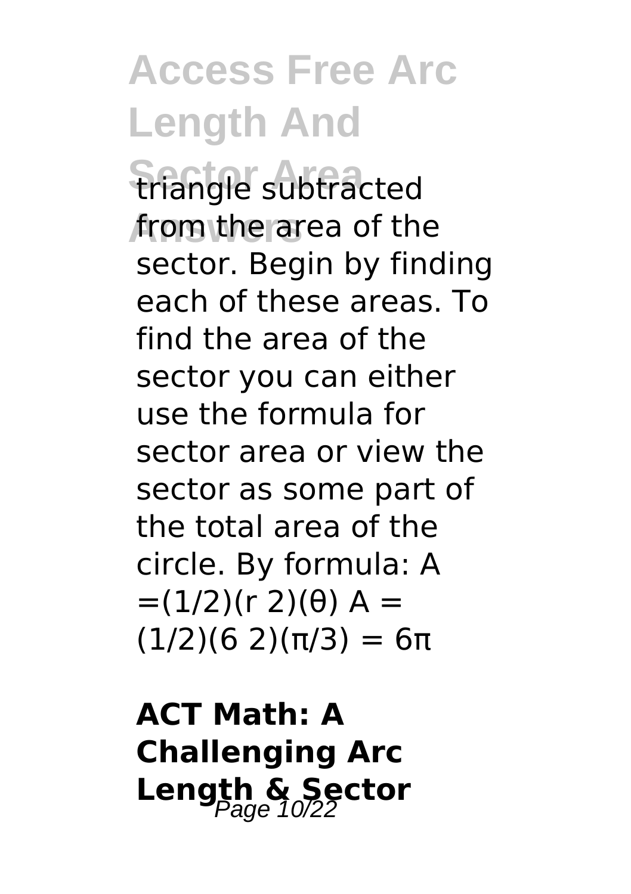triangle subtracted from the area of the sector. Begin by finding each of these areas. To find the area of the sector you can either use the formula for sector area or view the sector as some part of the total area of the circle. By formula: $A = (1/2)(r^2)(\theta)$ $A = (1/2)(6^2)(\pi/3) = 6\pi$

**ACT Math: A Challenging Arc Length & Sector**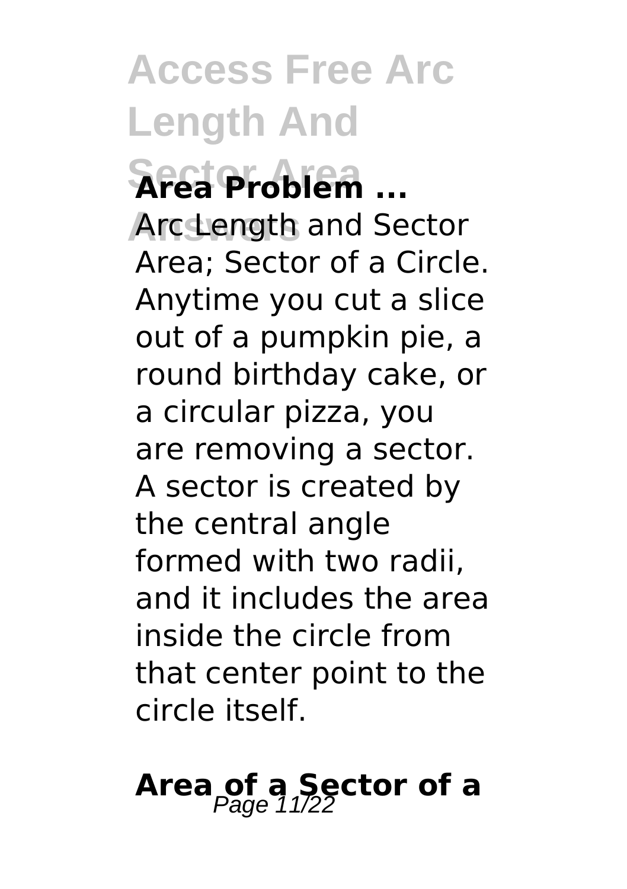**Area Problem ...**

Arc Length and Sector Area; Sector of a Circle. Anytime you cut a slice out of a pumpkin pie, a round birthday cake, or a circular pizza, you are removing a sector. A sector is created by the central angle formed with two radii, and it includes the area inside the circle from that center point to the circle itself.

## Area of a Sector of a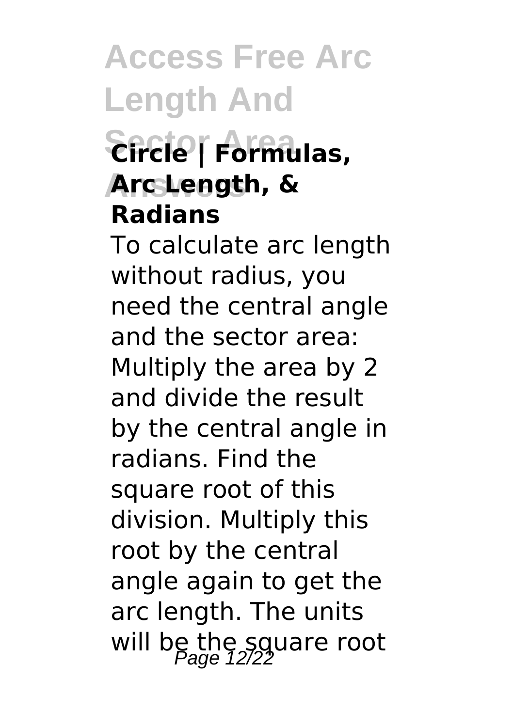### Circle | Formulas, Arc Length, & Radians

To calculate arc length without radius, you need the central angle and the sector area: Multiply the area by 2 and divide the result by the central angle in radians. Find the square root of this division. Multiply this root by the central angle again to get the arc length. The units will be the square root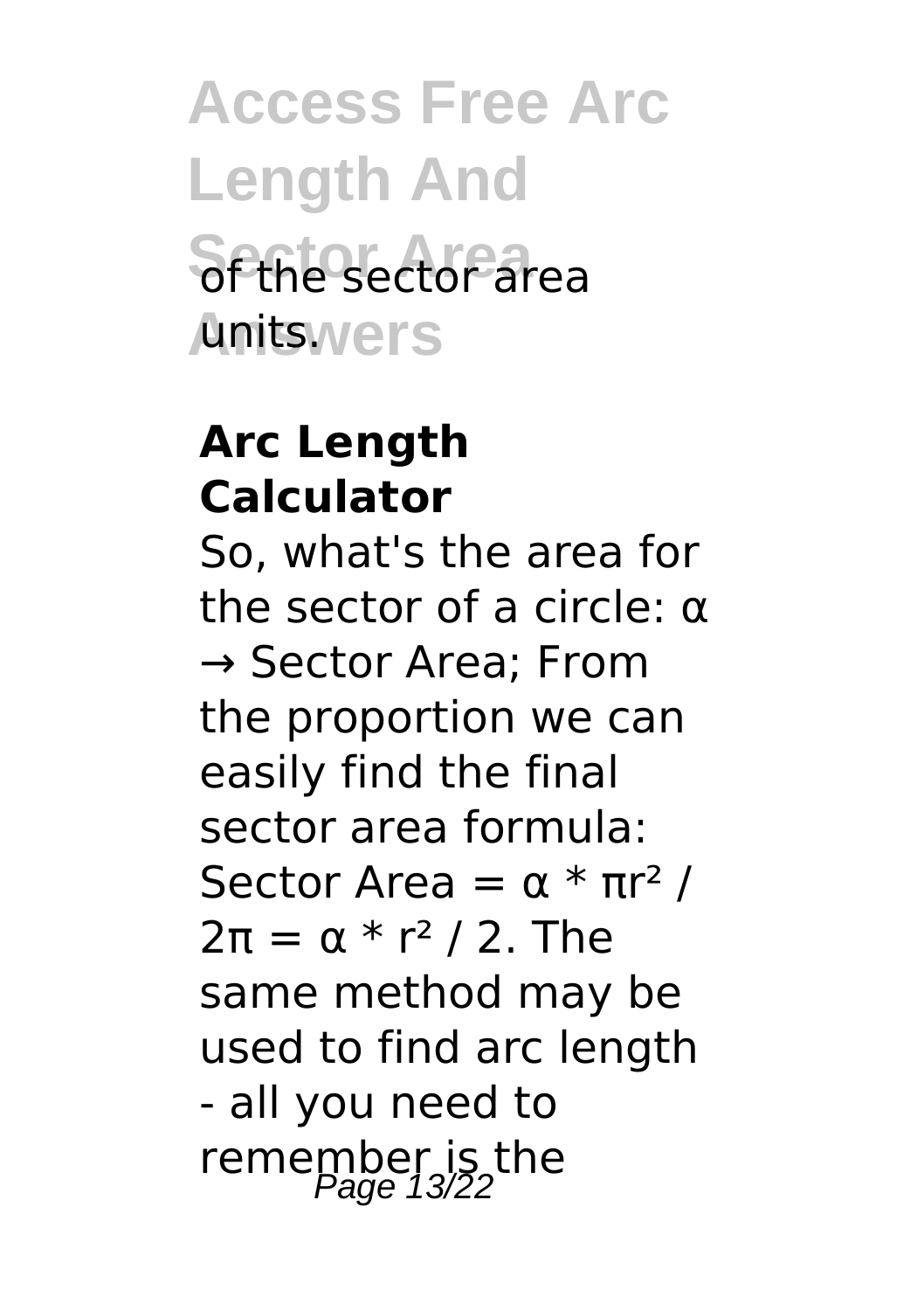of the sector area units.

**Arc Length Calculator**

So, what's the area for the sector of a circle: α → Sector Area; From the proportion we can easily find the final sector area formula: Sector Area = $\alpha * \pi r^2 / 2\pi = \alpha * r^2 / 2$. The same method may be used to find arc length - all you need to remember is the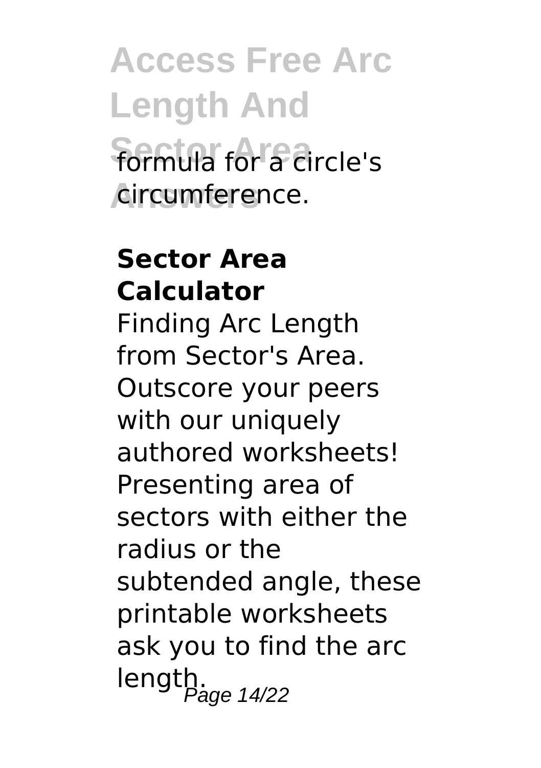formula for a circle's circumference.

**Sector Area Calculator**

Finding Arc Length from Sector's Area. Outscore your peers with our uniquely authored worksheets! Presenting area of sectors with either the radius or the subtended angle, these printable worksheets ask you to find the arc length.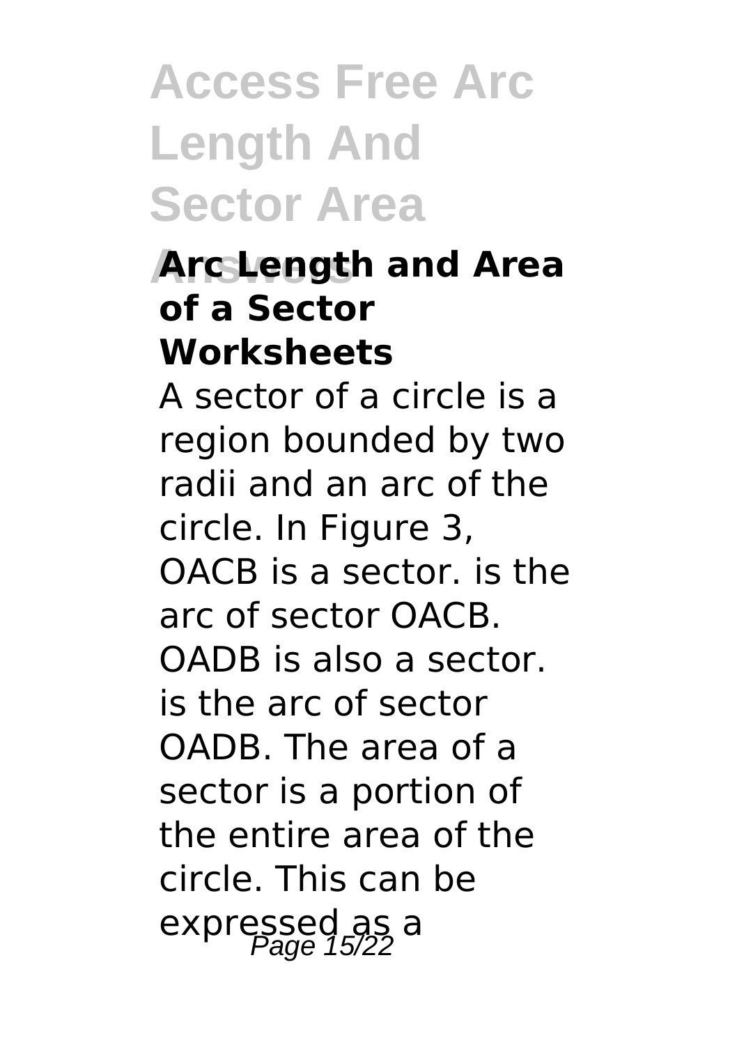## Arc Length and Area of a Sector Worksheets

A sector of a circle is a region bounded by two radii and an arc of the circle. In Figure 3, OACB is a sector. is the arc of sector OACB. OADB is also a sector. is the arc of sector OADB. The area of a sector is a portion of the entire area of the circle. This can be expressed as a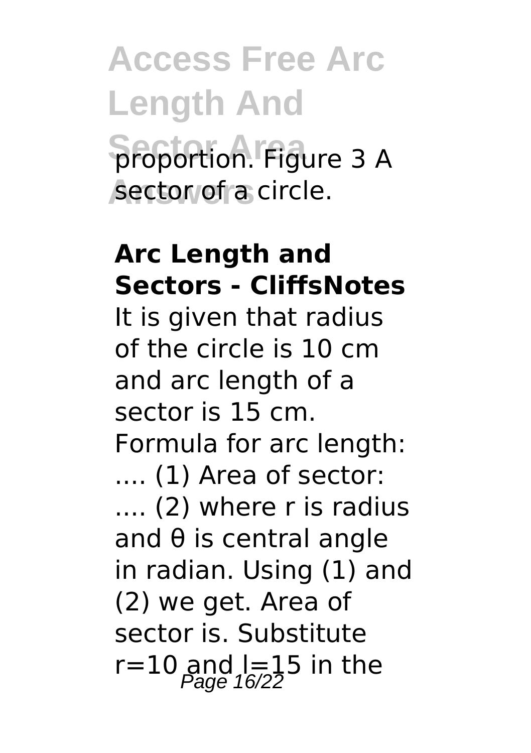proportion. Figure 3 A sector of a circle.

**Arc Length and Sectors - CliffsNotes**

It is given that radius of the circle is 10 cm and arc length of a sector is 15 cm. Formula for arc length: .... (1) Area of sector: .... (2) where r is radius and θ is central angle in radian. Using (1) and (2) we get. Area of sector is. Substitute r=10 and l=15 in the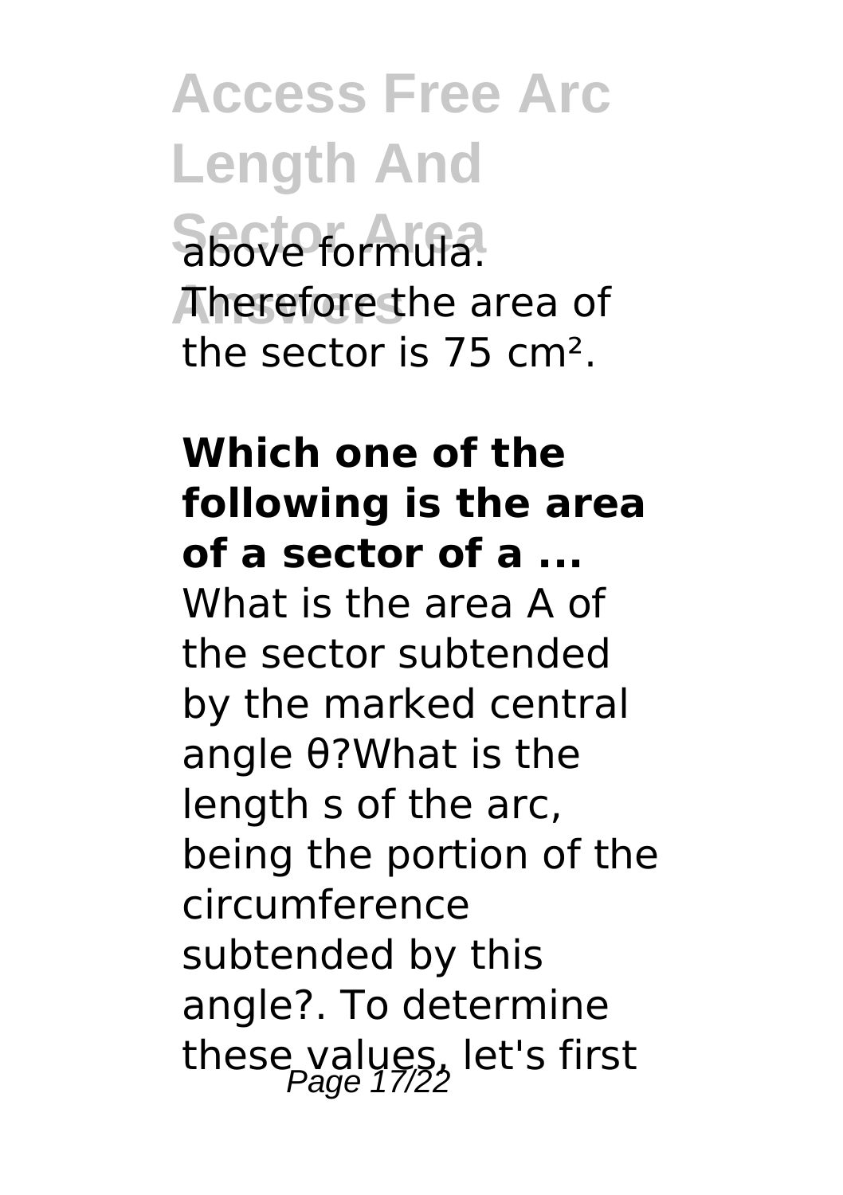above formula.
Therefore the area of the sector is 75 $cm^2$.

**Which one of the following is the area of a sector of a ...**

What is the area A of the sector subtended by the marked central angle θ?What is the length s of the arc, being the portion of the circumference subtended by this angle?. To determine these values, let's first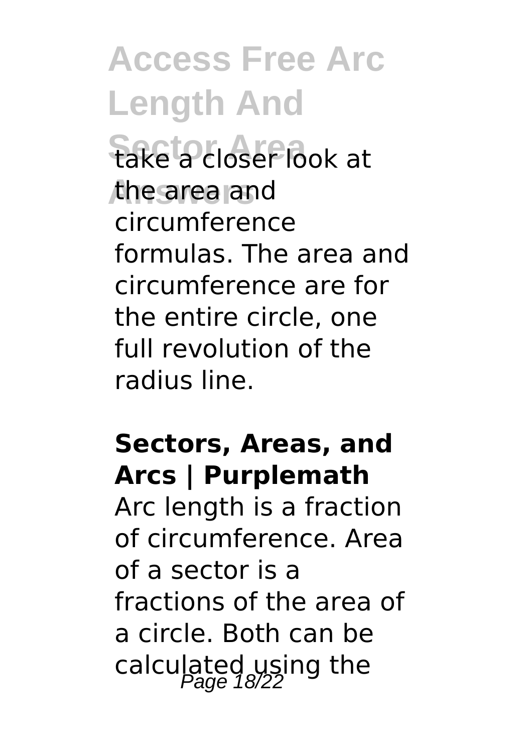take a closer look at the area and circumference formulas. The area and circumference are for the entire circle, one full revolution of the radius line.

**Sectors, Areas, and Arcs | Purplemath**

Arc length is a fraction of circumference. Area of a sector is a fractions of the area of a circle. Both can be calculated using the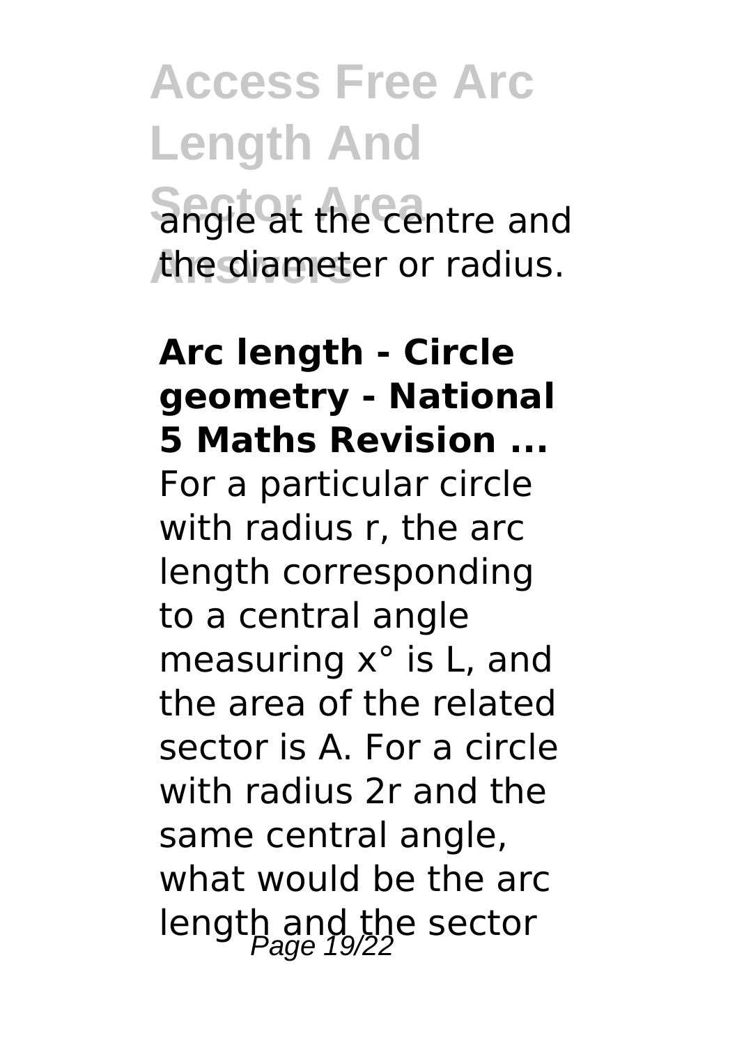angle at the centre and the diameter or radius.

**Arc length - Circle geometry - National 5 Maths Revision ...**

For a particular circle with radius r, the arc length corresponding to a central angle measuring x° is L, and the area of the related sector is A. For a circle with radius 2r and the same central angle, what would be the arc length and the sector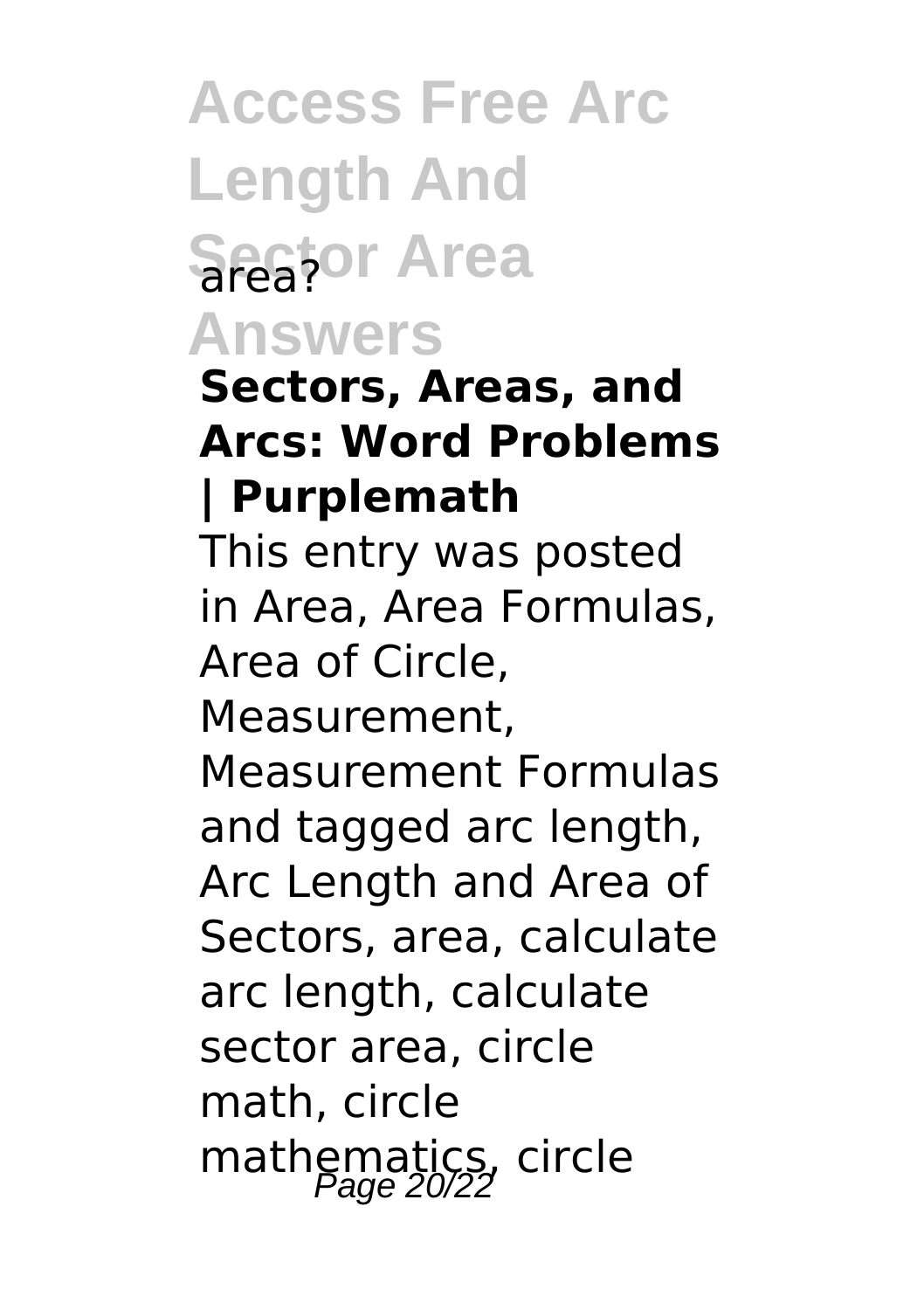area?

### Sectors, Areas, and Arcs: Word Problems | Purplemath

This entry was posted in Area, Area Formulas, Area of Circle, Measurement, Measurement Formulas and tagged arc length, Arc Length and Area of Sectors, area, calculate arc length, calculate sector area, circle math, circle mathematics, circle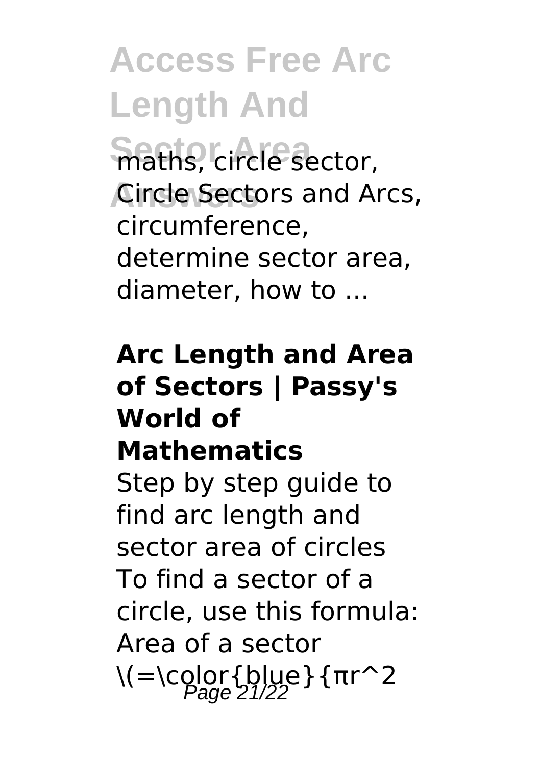maths, circle sector, Circle Sectors and Arcs, circumference, determine sector area, diameter, how to ...

**Arc Length and Area of Sectors | Passy's World of Mathematics**

Step by step guide to find arc length and sector area of circles To find a sector of a circle, use this formula: Area of a sector \(=\color{blue}{πr^2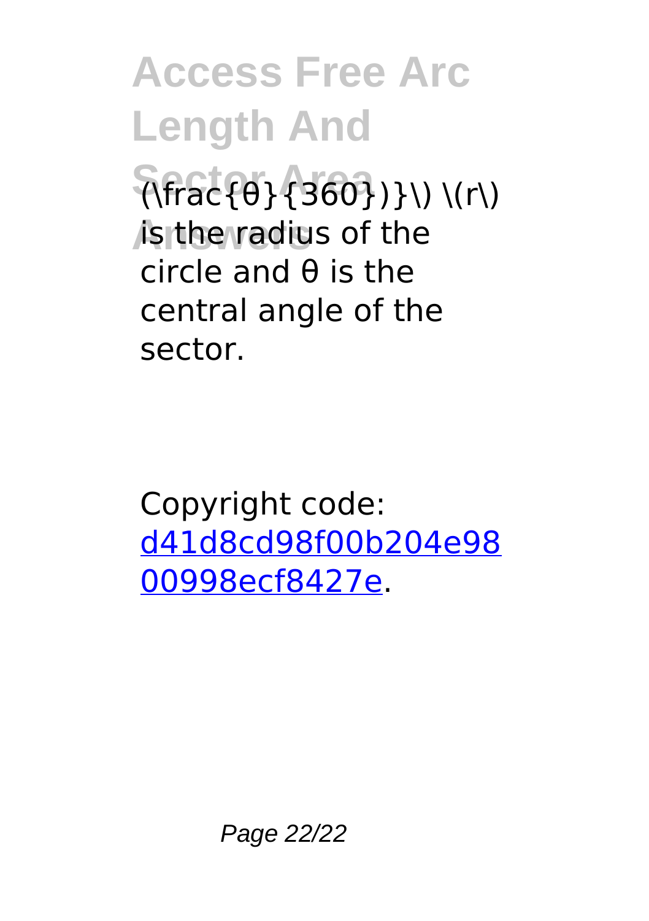(\frac{θ}{360})}\) \(r\) is the radius of the circle and θ is the central angle of the sector.

Copyright code: [d41d8cd98f00b204e9800998ecf8427e](d41d8cd98f00b204e9800998ecf8427e).